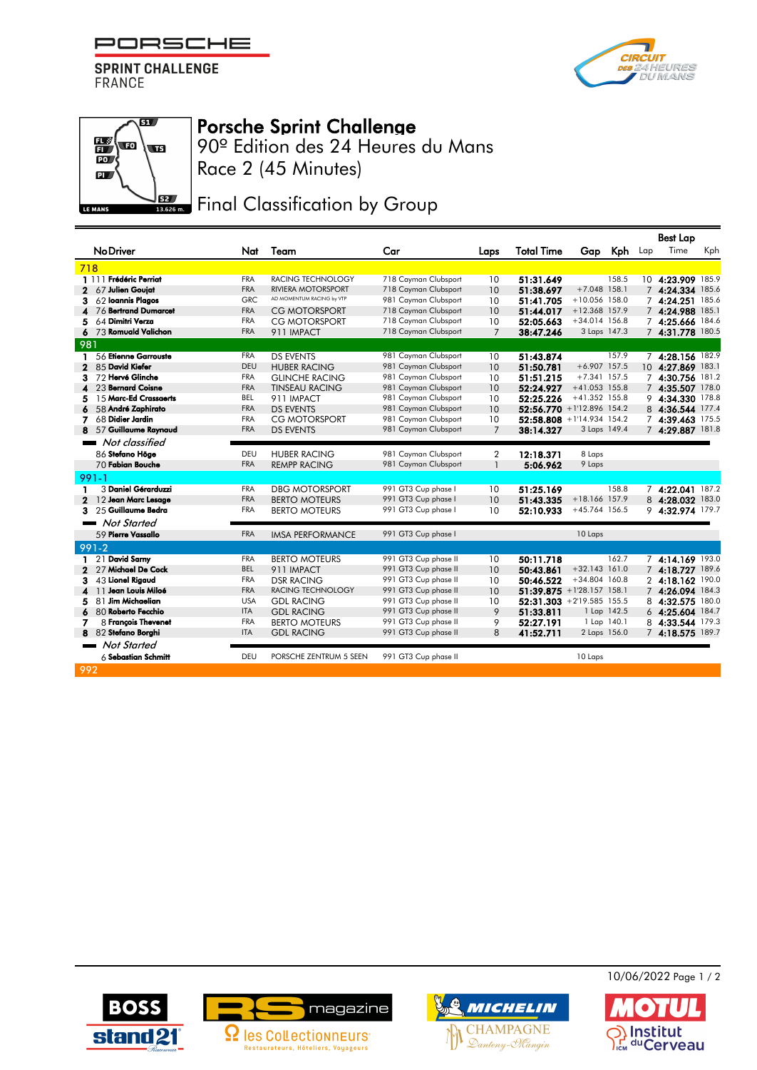PORSCHE
SPRINT CHALLENGE
FRANCE

# Porsche Sprint Challenge

## 90º Edition des 24 Heures du Mans

## Race 2 (45 Minutes)

## Final Classification by Group

| | No | Driver | Nat | Team | Car | Laps | Total Time | Gap | Kph | Best Lap: Lap | Best Lap: Time | Best Lap: Kph |
|---|---|---|---|---|---|---|---|---|---|---|---|---|
| **718** | | | | | | | | | | | | |
| 1 | 111 | **Frédéric Perriat** | FRA | RACING TECHNOLOGY | 718 Cayman Clubsport | 10 | **51:31.649** | | 158.5 | 10 | **4:23.909** | 185.9 |
| 2 | 67 | **Julien Goujat** | FRA | RIVIERA MOTORSPORT | 718 Cayman Clubsport | 10 | **51:38.697** | +7.048 | 158.1 | 7 | **4:24.334** | 185.6 |
| 3 | 62 | **Ioannis Plagos** | GRC | AD MOMENTUM RACING by VTP | 981 Cayman Clubsport | 10 | **51:41.705** | +10.056 | 158.0 | 7 | **4:24.251** | 185.6 |
| 4 | 76 | **Bertrand Dumarcet** | FRA | CG MOTORSPORT | 718 Cayman Clubsport | 10 | **51:44.017** | +12.368 | 157.9 | 7 | **4:24.988** | 185.1 |
| 5 | 64 | **Dimitri Verza** | FRA | CG MOTORSPORT | 718 Cayman Clubsport | 10 | **52:05.663** | +34.014 | 156.8 | 7 | **4:25.666** | 184.6 |
| 6 | 73 | **Romuald Valichon** | FRA | 911 IMPACT | 718 Cayman Clubsport | 7 | **38:47.246** | 3 Laps | 147.3 | 7 | **4:31.778** | 180.5 |
| **981** | | | | | | | | | | | | |
| 1 | 56 | **Etienne Garrouste** | FRA | DS EVENTS | 981 Cayman Clubsport | 10 | **51:43.874** | | 157.9 | 7 | **4:28.156** | 182.9 |
| 2 | 85 | **David Kiefer** | DEU | HUBER RACING | 981 Cayman Clubsport | 10 | **51:50.781** | +6.907 | 157.5 | 10 | **4:27.869** | 183.1 |
| 3 | 72 | **Hervé Glinche** | FRA | GLINCHE RACING | 981 Cayman Clubsport | 10 | **51:51.215** | +7.341 | 157.5 | 7 | **4:30.756** | 181.2 |
| 4 | 23 | **Bernard Coisne** | FRA | TINSEAU RACING | 981 Cayman Clubsport | 10 | **52:24.927** | +41.053 | 155.8 | 7 | **4:35.507** | 178.0 |
| 5 | 15 | **Marc-Ed Crassaerts** | BEL | 911 IMPACT | 981 Cayman Clubsport | 10 | **52:25.226** | +41.352 | 155.8 | 9 | **4:34.330** | 178.8 |
| 6 | 58 | **André Zaphirato** | FRA | DS EVENTS | 981 Cayman Clubsport | 10 | **52:56.770** | +1'12.896 | 154.2 | 8 | **4:36.544** | 177.4 |
| 7 | 68 | **Didier Jardin** | FRA | CG MOTORSPORT | 981 Cayman Clubsport | 10 | **52:58.808** | +1'14.934 | 154.2 | 7 | **4:39.463** | 175.5 |
| 8 | 57 | **Guillaume Raynaud** | FRA | DS EVENTS | 981 Cayman Clubsport | 7 | **38:14.327** | 3 Laps | 149.4 | 7 | **4:29.887** | 181.8 |
| *Not classified* | | | | | | | | | | | | |
| | 86 | **Stefano Höge** | DEU | HUBER RACING | 981 Cayman Clubsport | 2 | **12:18.371** | 8 Laps | | | | |
| | 70 | **Fabian Bouche** | FRA | REMPP RACING | 981 Cayman Clubsport | 1 | **5:06.962** | 9 Laps | | | | |
| **991-1** | | | | | | | | | | | | |
| 1 | 3 | **Daniel Gérarduzzi** | FRA | DBG MOTORSPORT | 991 GT3 Cup phase I | 10 | **51:25.169** | | 158.8 | 7 | **4:22.041** | 187.2 |
| 2 | 12 | **Jean Marc Lesage** | FRA | BERTO MOTEURS | 991 GT3 Cup phase I | 10 | **51:43.335** | +18.166 | 157.9 | 8 | **4:28.032** | 183.0 |
| 3 | 25 | **Guillaume Bedra** | FRA | BERTO MOTEURS | 991 GT3 Cup phase I | 10 | **52:10.933** | +45.764 | 156.5 | 9 | **4:32.974** | 179.7 |
| *Not Started* | | | | | | | | | | | | |
| | 59 | **Pierre Vassallo** | FRA | IMSA PERFORMANCE | 991 GT3 Cup phase I | | | 10 Laps | | | | |
| **991-2** | | | | | | | | | | | | |
| 1 | 21 | **David Sarny** | FRA | BERTO MOTEURS | 991 GT3 Cup phase II | 10 | **50:11.718** | | 162.7 | 7 | **4:14.169** | 193.0 |
| 2 | 27 | **Michael De Cock** | BEL | 911 IMPACT | 991 GT3 Cup phase II | 10 | **50:43.861** | +32.143 | 161.0 | 7 | **4:18.727** | 189.6 |
| 3 | 43 | **Lionel Rigaud** | FRA | DSR RACING | 991 GT3 Cup phase II | 10 | **50:46.522** | +34.804 | 160.8 | 2 | **4:18.162** | 190.0 |
| 4 | 11 | **Jean Louis Miloé** | FRA | RACING TECHNOLOGY | 991 GT3 Cup phase II | 10 | **51:39.875** | +1'28.157 | 158.1 | 7 | **4:26.094** | 184.3 |
| 5 | 81 | **Jim Michaelian** | USA | GDL RACING | 991 GT3 Cup phase II | 10 | **52:31.303** | +2'19.585 | 155.5 | 8 | **4:32.575** | 180.0 |
| 6 | 80 | **Roberto Fecchio** | ITA | GDL RACING | 991 GT3 Cup phase II | 9 | **51:33.811** | 1 Lap | 142.5 | 6 | **4:25.604** | 184.7 |
| 7 | 8 | **François Thevenet** | FRA | BERTO MOTEURS | 991 GT3 Cup phase II | 9 | **52:27.191** | 1 Lap | 140.1 | 8 | **4:33.544** | 179.3 |
| 8 | 82 | **Stefano Borghi** | ITA | GDL RACING | 991 GT3 Cup phase II | 8 | **41:52.711** | 2 Laps | 156.0 | 7 | **4:18.575** | 189.7 |
| *Not Started* | | | | | | | | | | | | |
| | 6 | **Sebastian Schmitt** | DEU | PORSCHE ZENTRUM 5 SEEN | 991 GT3 Cup phase II | | | 10 Laps | | | | |
| **992** | | | | | | | | | | | | |

10/06/2022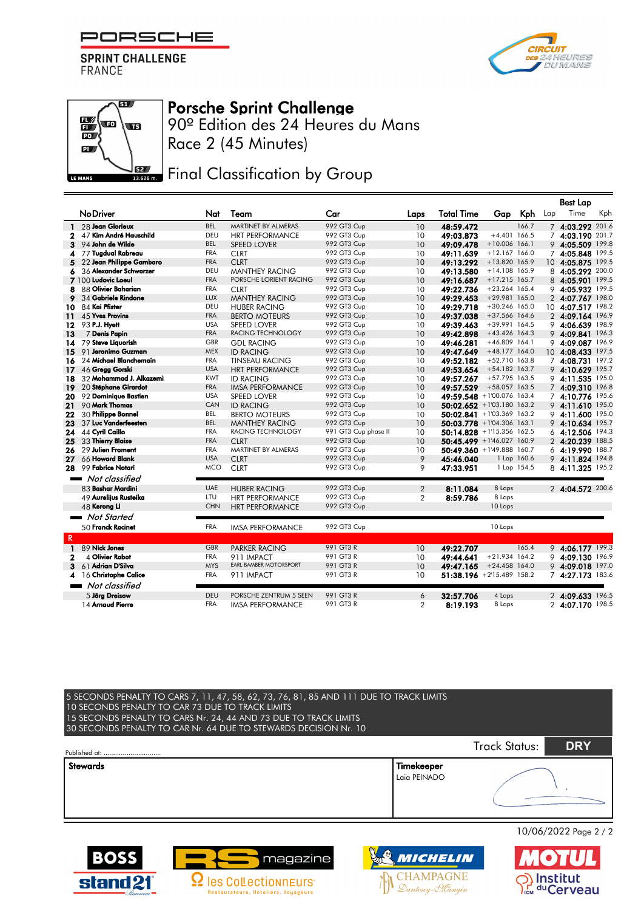PORSCHE SPRINT CHALLENGE FRANCE

CIRCUIT DES 24 HEURES DU MANS

# Porsche Sprint Challenge

90º Edition des 24 Heures du Mans

Race 2 (45 Minutes)

LE MANS 13.626 m.

## Final Classification by Group

| | No | Driver | Nat | Team | Car | Laps | Total Time | Gap | Kph | Best Lap Lap | Best Lap Time | Best Lap Kph |
|---|---|---|---|---|---|---|---|---|---|---|---|---|
| 1 | 28 | Jean Glorieux | BEL | MARTINET BY ALMERAS | 992 GT3 Cup | 10 | 48:59.472 | | 166.7 | 7 | 4:03.292 | 201.6 |
| 2 | 47 | Kim André Hauschild | DEU | HRT PERFORMANCE | 992 GT3 Cup | 10 | 49:03.873 | +4.401 | 166.5 | 7 | 4:03.190 | 201.7 |
| 3 | 94 | John de Wilde | BEL | SPEED LOVER | 992 GT3 Cup | 10 | 49:09.478 | +10.006 | 166.1 | 9 | 4:05.509 | 199.8 |
| 4 | 77 | Tugdual Rabreau | FRA | CLRT | 992 GT3 Cup | 10 | 49:11.639 | +12.167 | 166.0 | 7 | 4:05.848 | 199.5 |
| 5 | 22 | Jean Philippe Gambaro | FRA | CLRT | 992 GT3 Cup | 10 | 49:13.292 | +13.820 | 165.9 | 10 | 4:05.875 | 199.5 |
| 6 | 36 | Alexander Schwarzer | DEU | MANTHEY RACING | 992 GT3 Cup | 10 | 49:13.580 | +14.108 | 165.9 | 8 | 4:05.292 | 200.0 |
| 7 | 100 | Ludovic Loeul | FRA | PORSCHE LORIENT RACING | 992 GT3 Cup | 10 | 49:16.687 | +17.215 | 165.7 | 8 | 4:05.901 | 199.5 |
| 8 | 88 | Olivier Baharian | FRA | CLRT | 992 GT3 Cup | 10 | 49:22.736 | +23.264 | 165.4 | 9 | 4:05.932 | 199.5 |
| 9 | 34 | Gabriele Rindone | LUX | MANTHEY RACING | 992 GT3 Cup | 10 | 49:29.453 | +29.981 | 165.0 | 2 | 4:07.767 | 198.0 |
| 10 | 84 | Kai Pfister | DEU | HUBER RACING | 992 GT3 Cup | 10 | 49:29.718 | +30.246 | 165.0 | 10 | 4:07.517 | 198.2 |
| 11 | 45 | Yves Provins | FRA | BERTO MOTEURS | 992 GT3 Cup | 10 | 49:37.038 | +37.566 | 164.6 | 9 | 4:09.164 | 196.9 |
| 12 | 93 | P.J. Hyett | USA | SPEED LOVER | 992 GT3 Cup | 10 | 49:39.463 | +39.991 | 164.5 | 9 | 4:06.639 | 198.9 |
| 13 | 7 | Denis Papin | FRA | RACING TECHNOLOGY | 992 GT3 Cup | 10 | 49:42.898 | +43.426 | 164.3 | 9 | 4:09.841 | 196.3 |
| 14 | 79 | Steve Liquorish | GBR | GDL RACING | 992 GT3 Cup | 10 | 49:46.281 | +46.809 | 164.1 | 9 | 4:09.087 | 196.9 |
| 15 | 91 | Jeronimo Guzman | MEX | ID RACING | 992 GT3 Cup | 10 | 49:47.649 | +48.177 | 164.0 | 10 | 4:08.433 | 197.5 |
| 16 | 24 | Michael Blanchemain | FRA | TINSEAU RACING | 992 GT3 Cup | 10 | 49:52.182 | +52.710 | 163.8 | 7 | 4:08.731 | 197.2 |
| 17 | 46 | Gregg Gorski | USA | HRT PERFORMANCE | 992 GT3 Cup | 10 | 49:53.654 | +54.182 | 163.7 | 9 | 4:10.629 | 195.7 |
| 18 | 32 | Mohammad J. Alkazemi | KWT | ID RACING | 992 GT3 Cup | 10 | 49:57.267 | +57.795 | 163.5 | 9 | 4:11.535 | 195.0 |
| 19 | 20 | Stéphane Girardot | FRA | IMSA PERFORMANCE | 992 GT3 Cup | 10 | 49:57.529 | +58.057 | 163.5 | 7 | 4:09.310 | 196.8 |
| 20 | 92 | Dominique Bastien | USA | SPEED LOVER | 992 GT3 Cup | 10 | 49:59.548 | +1'00.076 | 163.4 | 7 | 4:10.776 | 195.6 |
| 21 | 90 | Mark Thomas | CAN | ID RACING | 992 GT3 Cup | 10 | 50:02.652 | +1'03.180 | 163.2 | 9 | 4:11.610 | 195.0 |
| 22 | 30 | Philippe Bonnel | BEL | BERTO MOTEURS | 992 GT3 Cup | 10 | 50:02.841 | +1'03.369 | 163.2 | 9 | 4:11.600 | 195.0 |
| 23 | 37 | Luc Vanderfeesten | BEL | MANTHEY RACING | 992 GT3 Cup | 10 | 50:03.778 | +1'04.306 | 163.1 | 9 | 4:10.634 | 195.7 |
| 24 | 44 | Cyril Caillo | FRA | RACING TECHNOLOGY | 991 GT3 Cup phase II | 10 | 50:14.828 | +1'15.356 | 162.5 | 6 | 4:12.506 | 194.3 |
| 25 | 33 | Thierry Blaise | FRA | CLRT | 992 GT3 Cup | 10 | 50:45.499 | +1'46.027 | 160.9 | 2 | 4:20.239 | 188.5 |
| 26 | 29 | Julien Froment | FRA | MARTINET BY ALMERAS | 992 GT3 Cup | 10 | 50:49.360 | +1'49.888 | 160.7 | 6 | 4:19.990 | 188.7 |
| 27 | 66 | Howard Blank | USA | CLRT | 992 GT3 Cup | 9 | 45:46.040 | 1 Lap | 160.6 | 9 | 4:11.824 | 194.8 |
| 28 | 99 | Fabrice Notari | MCO | CLRT | 992 GT3 Cup | 9 | 47:33.951 | 1 Lap | 154.5 | 8 | 4:11.325 | 195.2 |
| | | *Not classified* | | | | | | | | | | |
| | 83 | Bashar Mardini | UAE | HUBER RACING | 992 GT3 Cup | 2 | 8:11.084 | 8 Laps | | 2 | 4:04.572 | 200.6 |
| | 49 | Aurelijus Rusteika | LTU | HRT PERFORMANCE | 992 GT3 Cup | 2 | 8:59.786 | 8 Laps | | | | |
| | 48 | Kerong Li | CHN | HRT PERFORMANCE | 992 GT3 Cup | | | 10 Laps | | | | |
| | | *Not Started* | | | | | | | | | | |
| | 50 | Franck Racinet | FRA | IMSA PERFORMANCE | 992 GT3 Cup | | | 10 Laps | | | | |
| R | | | | | | | | | | | | |
| 1 | 89 | Nick Jones | GBR | PARKER RACING | 991 GT3 R | 10 | 49:22.707 | | 165.4 | 9 | 4:06.177 | 199.3 |
| 2 | 4 | Olivier Rabot | FRA | 911 IMPACT | 991 GT3 R | 10 | 49:44.641 | +21.934 | 164.2 | 9 | 4:09.130 | 196.9 |
| 3 | 61 | Adrian D'Silva | MYS | EARL BAMBER MOTORSPORT | 991 GT3 R | 10 | 49:47.165 | +24.458 | 164.0 | 9 | 4:09.018 | 197.0 |
| 4 | 16 | Christophe Calice | FRA | 911 IMPACT | 991 GT3 R | 10 | 51:38.196 | +2'15.489 | 158.2 | 7 | 4:27.173 | 183.6 |
| | | *Not classified* | | | | | | | | | | |
| | 5 | Jörg Dreisow | DEU | PORSCHE ZENTRUM 5 SEEN | 991 GT3 R | 6 | 32:57.706 | 4 Laps | | 2 | 4:09.633 | 196.5 |
| | 14 | Arnaud Pierre | FRA | IMSA PERFORMANCE | 991 GT3 R | 2 | 8:19.193 | 8 Laps | | 2 | 4:07.170 | 198.5 |

5 SECONDS PENALTY TO CARS 7, 11, 47, 58, 62, 73, 76, 81, 85 AND 111 DUE TO TRACK LIMITS
10 SECONDS PENALTY TO CAR 73 DUE TO TRACK LIMITS
15 SECONDS PENALTY TO CARS Nr. 24, 44 AND 73 DUE TO TRACK LIMITS
30 SECONDS PENALTY TO CAR Nr. 64 DUE TO STEWARDS DECISION Nr. 10

Published at: ..............................

Track Status: **DRY**

| Stewards | Timekeeper |
|---|---|
| | Laia PEINADO |

10/06/2022

BOSS stand21 · RS magazine · les Collectionneurs · MICHELIN · CHAMPAGNE Dantony-Mangin · MOTUL · Institut du Cerveau